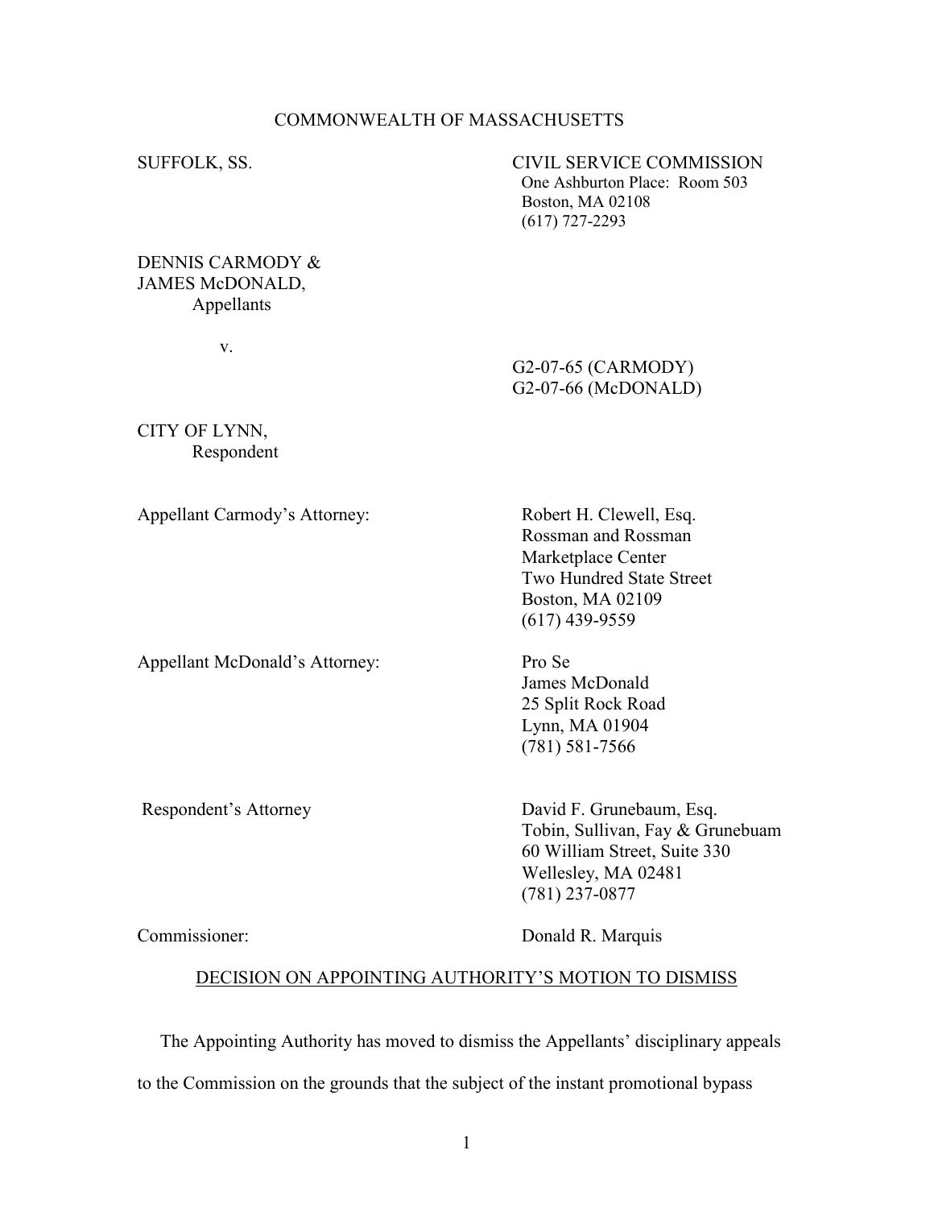COMMONWEALTH OF MASSACHUSETTS

SUFFOLK, SS.

CIVIL SERVICE COMMISSION
One Ashburton Place: Room 503
Boston, MA 02108
(617) 727-2293

DENNIS CARMODY &
JAMES McDONALD,
Appellants

v.

G2-07-65 (CARMODY)
G2-07-66 (McDONALD)

CITY OF LYNN,
Respondent

Appellant Carmody's Attorney:

Robert H. Clewell, Esq.
Rossman and Rossman
Marketplace Center
Two Hundred State Street
Boston, MA 02109
(617) 439-9559

Appellant McDonald's Attorney:

Pro Se
James McDonald
25 Split Rock Road
Lynn, MA 01904
(781) 581-7566

Respondent's Attorney

David F. Grunebaum, Esq.
Tobin, Sullivan, Fay & Grunebuam
60 William Street, Suite 330
Wellesley, MA 02481
(781) 237-0877

Commissioner:

Donald R. Marquis

DECISION ON APPOINTING AUTHORITY'S MOTION TO DISMISS

The Appointing Authority has moved to dismiss the Appellants' disciplinary appeals to the Commission on the grounds that the subject of the instant promotional bypass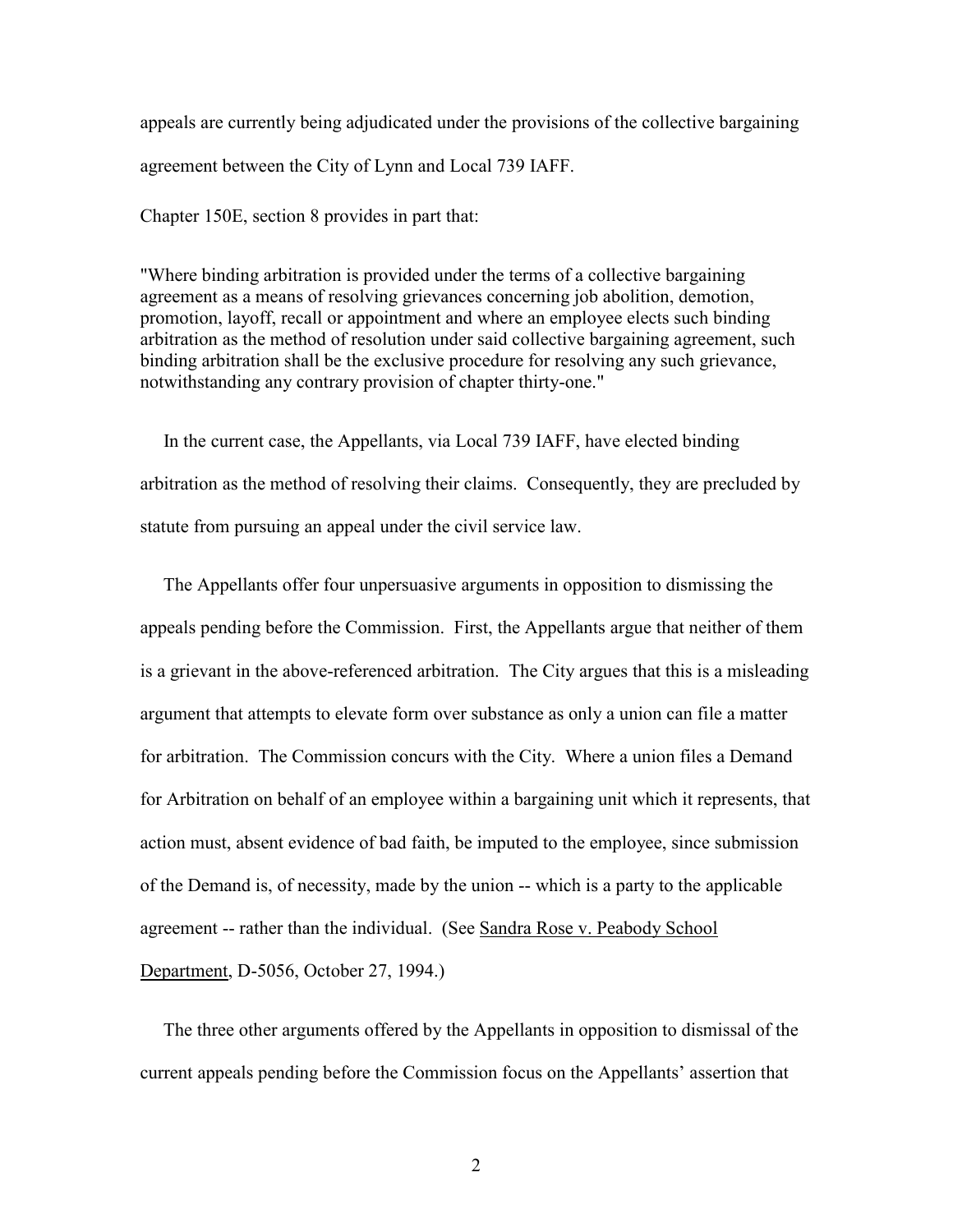appeals are currently being adjudicated under the provisions of the collective bargaining agreement between the City of Lynn and Local 739 IAFF.

Chapter 150E, section 8 provides in part that:

"Where binding arbitration is provided under the terms of a collective bargaining agreement as a means of resolving grievances concerning job abolition, demotion, promotion, layoff, recall or appointment and where an employee elects such binding arbitration as the method of resolution under said collective bargaining agreement, such binding arbitration shall be the exclusive procedure for resolving any such grievance, notwithstanding any contrary provision of chapter thirty-one."

In the current case, the Appellants, via Local 739 IAFF, have elected binding arbitration as the method of resolving their claims. Consequently, they are precluded by statute from pursuing an appeal under the civil service law.

The Appellants offer four unpersuasive arguments in opposition to dismissing the appeals pending before the Commission. First, the Appellants argue that neither of them is a grievant in the above-referenced arbitration. The City argues that this is a misleading argument that attempts to elevate form over substance as only a union can file a matter for arbitration. The Commission concurs with the City. Where a union files a Demand for Arbitration on behalf of an employee within a bargaining unit which it represents, that action must, absent evidence of bad faith, be imputed to the employee, since submission of the Demand is, of necessity, made by the union -- which is a party to the applicable agreement -- rather than the individual. (See <u>Sandra Rose v. Peabody School Department</u>, D-5056, October 27, 1994.)

The three other arguments offered by the Appellants in opposition to dismissal of the current appeals pending before the Commission focus on the Appellants' assertion that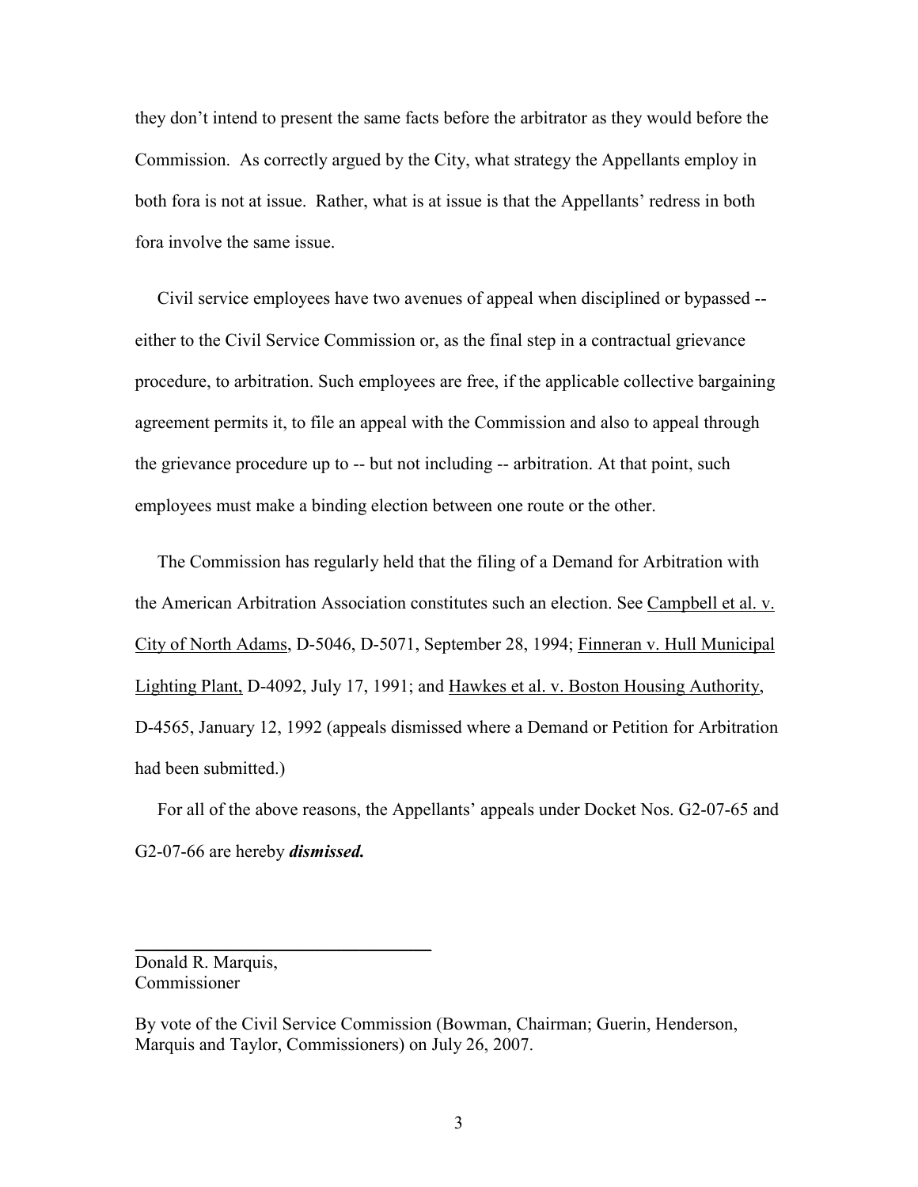they don't intend to present the same facts before the arbitrator as they would before the Commission. As correctly argued by the City, what strategy the Appellants employ in both fora is not at issue. Rather, what is at issue is that the Appellants' redress in both fora involve the same issue.

Civil service employees have two avenues of appeal when disciplined or bypassed -- either to the Civil Service Commission or, as the final step in a contractual grievance procedure, to arbitration. Such employees are free, if the applicable collective bargaining agreement permits it, to file an appeal with the Commission and also to appeal through the grievance procedure up to -- but not including -- arbitration. At that point, such employees must make a binding election between one route or the other.

The Commission has regularly held that the filing of a Demand for Arbitration with the American Arbitration Association constitutes such an election. See Campbell et al. v. City of North Adams, D-5046, D-5071, September 28, 1994; Finneran v. Hull Municipal Lighting Plant, D-4092, July 17, 1991; and Hawkes et al. v. Boston Housing Authority, D-4565, January 12, 1992 (appeals dismissed where a Demand or Petition for Arbitration had been submitted.)

For all of the above reasons, the Appellants' appeals under Docket Nos. G2-07-65 and G2-07-66 are hereby ***dismissed.***

Donald R. Marquis,
Commissioner

By vote of the Civil Service Commission (Bowman, Chairman; Guerin, Henderson, Marquis and Taylor, Commissioners) on July 26, 2007.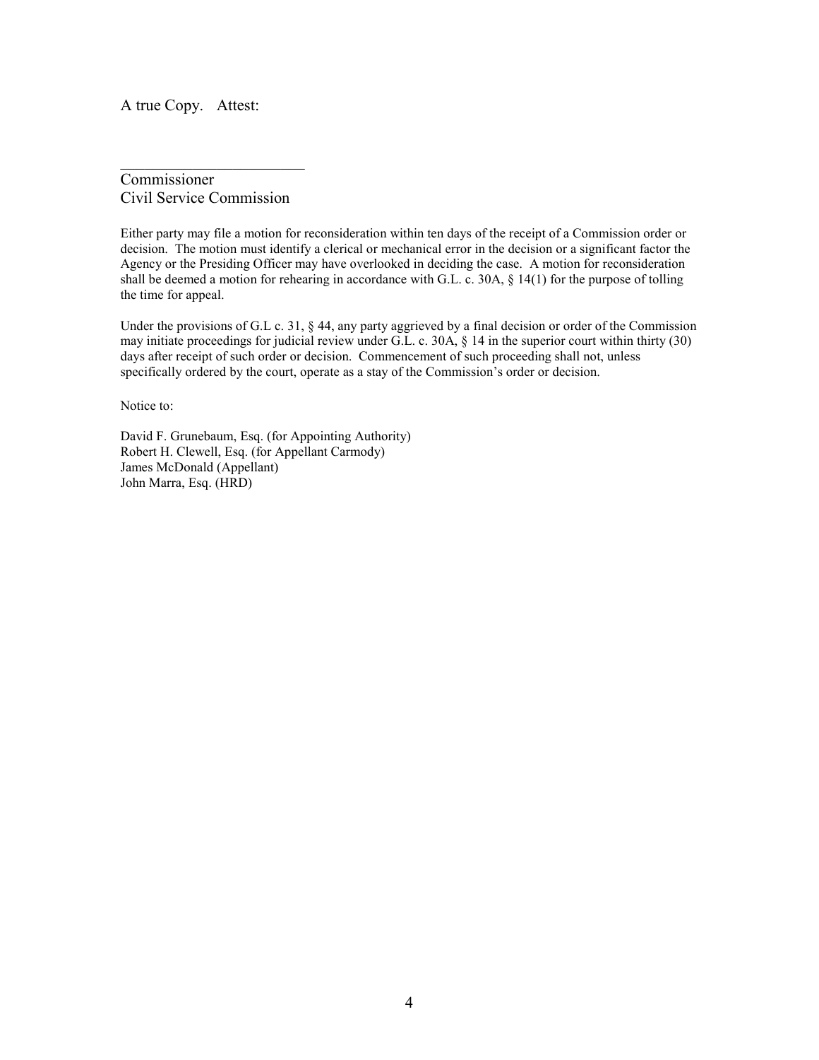A true Copy. Attest:

\_\_\_\_\_\_\_\_\_\_\_\_\_\_\_\_\_\_\_\_\_\_\_\_\_

Commissioner
Civil Service Commission

Either party may file a motion for reconsideration within ten days of the receipt of a Commission order or decision. The motion must identify a clerical or mechanical error in the decision or a significant factor the Agency or the Presiding Officer may have overlooked in deciding the case. A motion for reconsideration shall be deemed a motion for rehearing in accordance with G.L. c. 30A, § 14(1) for the purpose of tolling the time for appeal.

Under the provisions of G.L c. 31, § 44, any party aggrieved by a final decision or order of the Commission may initiate proceedings for judicial review under G.L. c. 30A, § 14 in the superior court within thirty (30) days after receipt of such order or decision. Commencement of such proceeding shall not, unless specifically ordered by the court, operate as a stay of the Commission's order or decision.

Notice to:

David F. Grunebaum, Esq. (for Appointing Authority)
Robert H. Clewell, Esq. (for Appellant Carmody)
James McDonald (Appellant)
John Marra, Esq. (HRD)